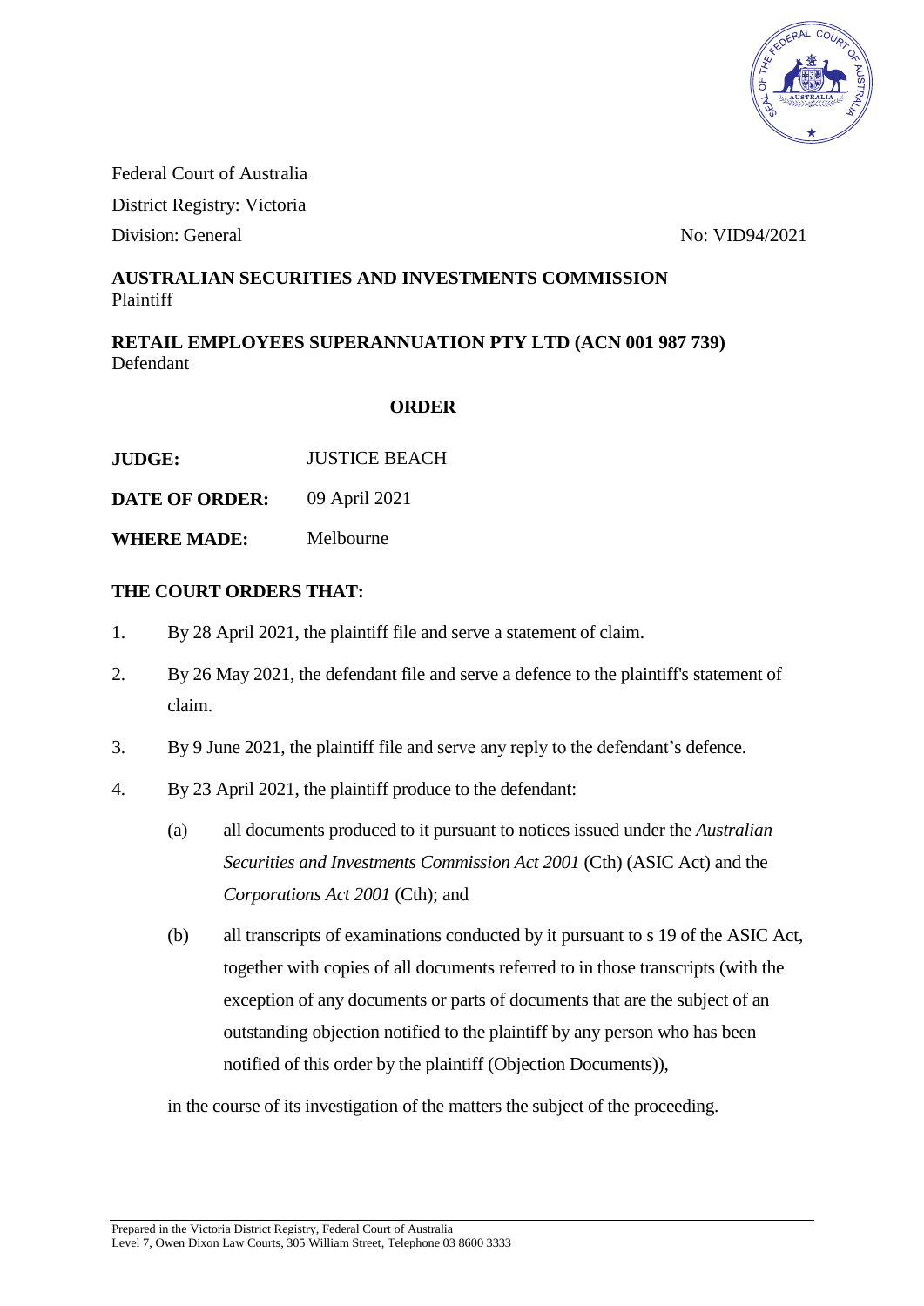Federal Court of Australia

District Registry: Victoria

Division: General No: VID94/2021

**AUSTRALIAN SECURITIES AND INVESTMENTS COMMISSION**
Plaintiff

**RETAIL EMPLOYEES SUPERANNUATION PTY LTD (ACN 001 987 739)**
Defendant

**ORDER**

**JUDGE:** JUSTICE BEACH

**DATE OF ORDER:** 09 April 2021

**WHERE MADE:** Melbourne

**THE COURT ORDERS THAT:**

1. By 28 April 2021, the plaintiff file and serve a statement of claim.

2. By 26 May 2021, the defendant file and serve a defence to the plaintiff's statement of claim.

3. By 9 June 2021, the plaintiff file and serve any reply to the defendant's defence.

4. By 23 April 2021, the plaintiff produce to the defendant:

   (a) all documents produced to it pursuant to notices issued under the *Australian Securities and Investments Commission Act 2001* (Cth) (ASIC Act) and the *Corporations Act 2001* (Cth); and

   (b) all transcripts of examinations conducted by it pursuant to s 19 of the ASIC Act, together with copies of all documents referred to in those transcripts (with the exception of any documents or parts of documents that are the subject of an outstanding objection notified to the plaintiff by any person who has been notified of this order by the plaintiff (Objection Documents)),

   in the course of its investigation of the matters the subject of the proceeding.

Prepared in the Victoria District Registry, Federal Court of Australia
Level 7, Owen Dixon Law Courts, 305 William Street, Telephone 03 8600 3333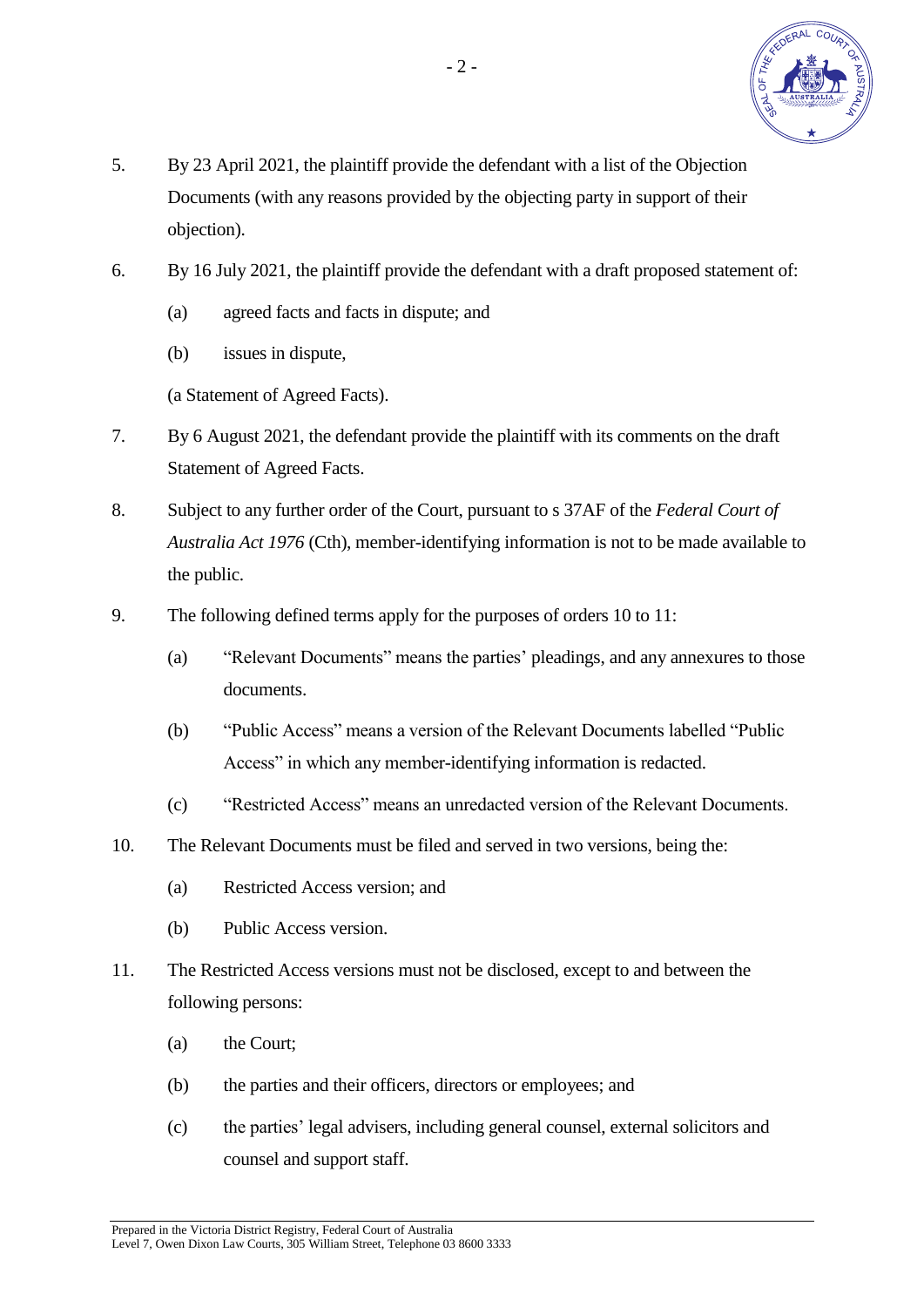5. By 23 April 2021, the plaintiff provide the defendant with a list of the Objection Documents (with any reasons provided by the objecting party in support of their objection).

6. By 16 July 2021, the plaintiff provide the defendant with a draft proposed statement of:

   (a) agreed facts and facts in dispute; and

   (b) issues in dispute,

   (a Statement of Agreed Facts).

7. By 6 August 2021, the defendant provide the plaintiff with its comments on the draft Statement of Agreed Facts.

8. Subject to any further order of the Court, pursuant to s 37AF of the *Federal Court of Australia Act 1976* (Cth), member-identifying information is not to be made available to the public.

9. The following defined terms apply for the purposes of orders 10 to 11:

   (a) "Relevant Documents" means the parties' pleadings, and any annexures to those documents.

   (b) "Public Access" means a version of the Relevant Documents labelled "Public Access" in which any member-identifying information is redacted.

   (c) "Restricted Access" means an unredacted version of the Relevant Documents.

10. The Relevant Documents must be filed and served in two versions, being the:

    (a) Restricted Access version; and

    (b) Public Access version.

11. The Restricted Access versions must not be disclosed, except to and between the following persons:

    (a) the Court;

    (b) the parties and their officers, directors or employees; and

    (c) the parties' legal advisers, including general counsel, external solicitors and counsel and support staff.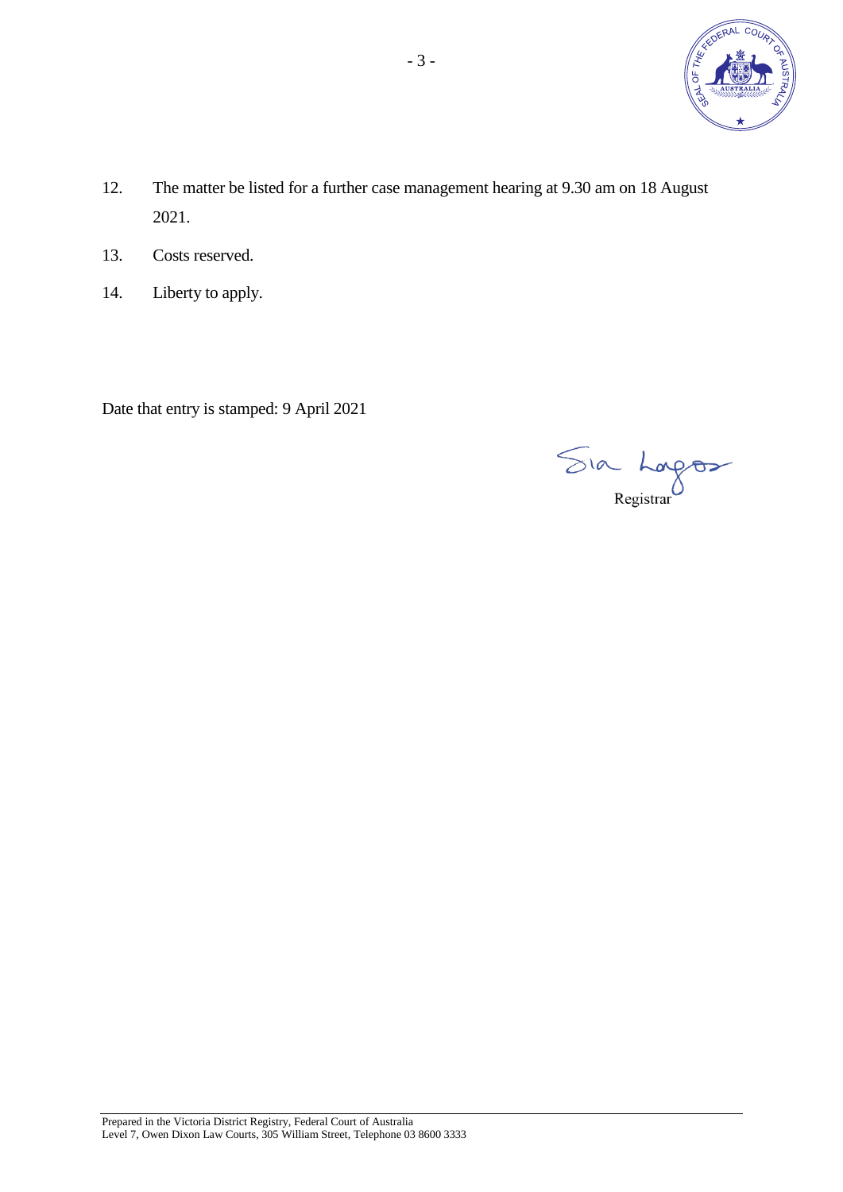12. The matter be listed for a further case management hearing at 9.30 am on 18 August 2021.

13. Costs reserved.

14. Liberty to apply.

Date that entry is stamped: 9 April 2021

Registrar

Prepared in the Victoria District Registry, Federal Court of Australia
Level 7, Owen Dixon Law Courts, 305 William Street, Telephone 03 8600 3333